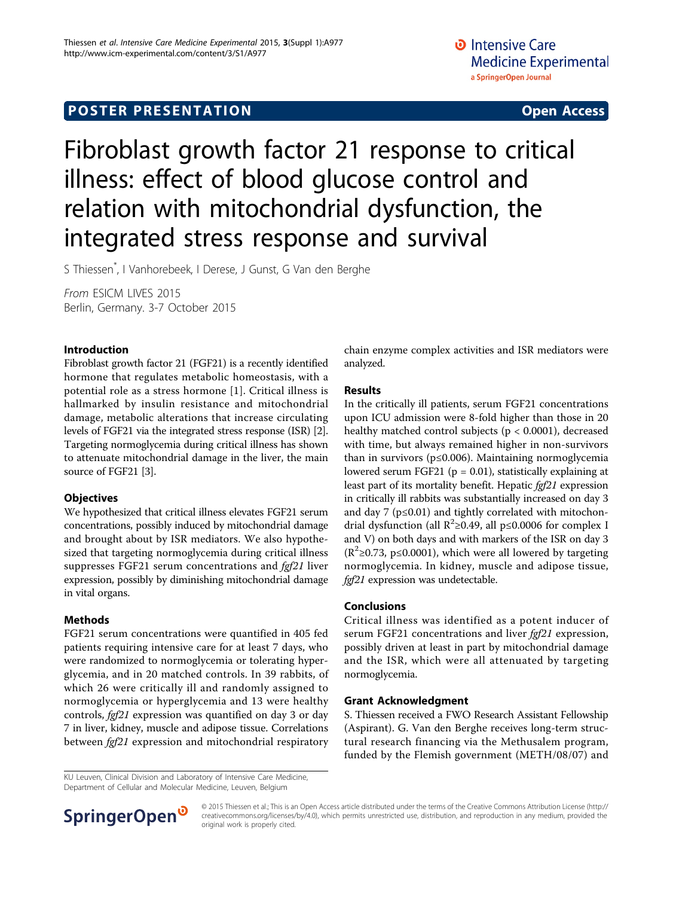POSTER PRESENTATION — Open Access

# Fibroblast growth factor 21 response to critical illness: effect of blood glucose control and relation with mitochondrial dysfunction, the integrated stress response and survival

S Thiessen*, I Vanhorebeek, I Derese, J Gunst, G Van den Berghe

*From* ESICM LIVES 2015
Berlin, Germany. 3-7 October 2015

## Introduction

Fibroblast growth factor 21 (FGF21) is a recently identified hormone that regulates metabolic homeostasis, with a potential role as a stress hormone [1]. Critical illness is hallmarked by insulin resistance and mitochondrial damage, metabolic alterations that increase circulating levels of FGF21 via the integrated stress response (ISR) [2]. Targeting normoglycemia during critical illness has shown to attenuate mitochondrial damage in the liver, the main source of FGF21 [3].

## Objectives

We hypothesized that critical illness elevates FGF21 serum concentrations, possibly induced by mitochondrial damage and brought about by ISR mediators. We also hypothesized that targeting normoglycemia during critical illness suppresses FGF21 serum concentrations and *fgf21* liver expression, possibly by diminishing mitochondrial damage in vital organs.

## Methods

FGF21 serum concentrations were quantified in 405 fed patients requiring intensive care for at least 7 days, who were randomized to normoglycemia or tolerating hyperglycemia, and in 20 matched controls. In 39 rabbits, of which 26 were critically ill and randomly assigned to normoglycemia or hyperglycemia and 13 were healthy controls, *fgf21* expression was quantified on day 3 or day 7 in liver, kidney, muscle and adipose tissue. Correlations between *fgf21* expression and mitochondrial respiratory chain enzyme complex activities and ISR mediators were analyzed.

## Results

In the critically ill patients, serum FGF21 concentrations upon ICU admission were 8-fold higher than those in 20 healthy matched control subjects ($p < 0.0001$), decreased with time, but always remained higher in non-survivors than in survivors ($p \leq 0.006$). Maintaining normoglycemia lowered serum FGF21 ($p = 0.01$), statistically explaining at least part of its mortality benefit. Hepatic *fgf21* expression in critically ill rabbits was substantially increased on day 3 and day 7 ($p \leq 0.01$) and tightly correlated with mitochondrial dysfunction (all $R^2 \geq 0.49$, all $p \leq 0.0006$ for complex I and V) on both days and with markers of the ISR on day 3 ($R^2 \geq 0.73$, $p \leq 0.0001$), which were all lowered by targeting normoglycemia. In kidney, muscle and adipose tissue, *fgf21* expression was undetectable.

## Conclusions

Critical illness was identified as a potent inducer of serum FGF21 concentrations and liver *fgf21* expression, possibly driven at least in part by mitochondrial damage and the ISR, which were all attenuated by targeting normoglycemia.

## Grant Acknowledgment

S. Thiessen received a FWO Research Assistant Fellowship (Aspirant). G. Van den Berghe receives long-term structural research financing via the Methusalem program, funded by the Flemish government (METH/08/07) and

KU Leuven, Clinical Division and Laboratory of Intensive Care Medicine, Department of Cellular and Molecular Medicine, Leuven, Belgium

© 2015 Thiessen et al.; This is an Open Access article distributed under the terms of the Creative Commons Attribution License (http://creativecommons.org/licenses/by/4.0), which permits unrestricted use, distribution, and reproduction in any medium, provided the original work is properly cited.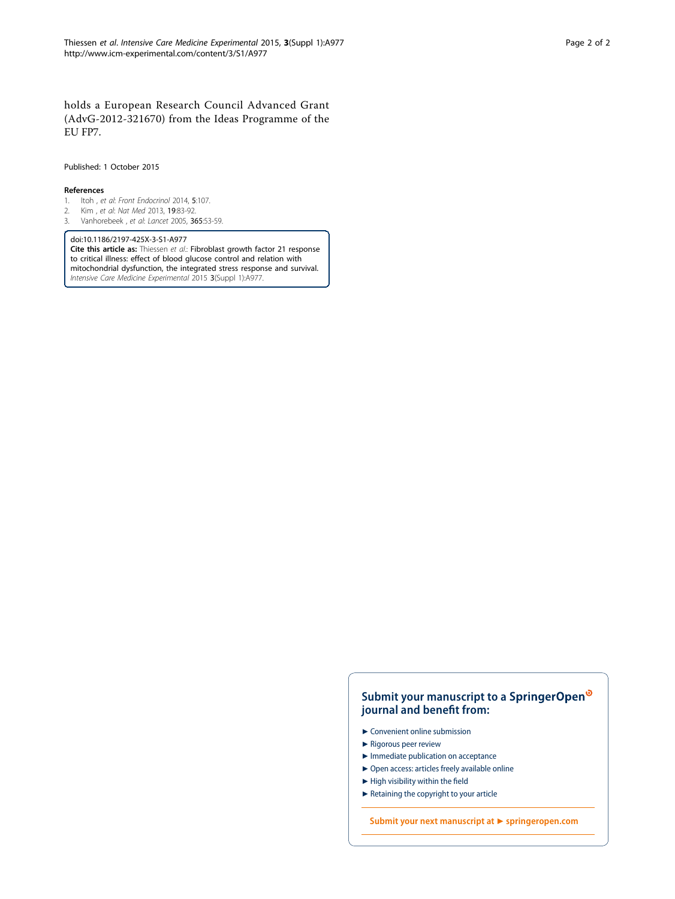holds a European Research Council Advanced Grant (AdvG-2012-321670) from the Ideas Programme of the EU FP7.

Published: 1 October 2015

**References**

1. Itoh , *et al*: *Front Endocrinol* 2014, **5**:107.
2. Kim , *et al*: *Nat Med* 2013, **19**:83-92.
3. Vanhorebeek , *et al*: *Lancet* 2005, **365**:53-59.

doi:10.1186/2197-425X-3-S1-A977

**Cite this article as:** Thiessen *et al.*: Fibroblast growth factor 21 response to critical illness: effect of blood glucose control and relation with mitochondrial dysfunction, the integrated stress response and survival. *Intensive Care Medicine Experimental* 2015 **3**(Suppl 1):A977.

**Submit your manuscript to a SpringerOpen journal and benefit from:**

- ► Convenient online submission
- ► Rigorous peer review
- ► Immediate publication on acceptance
- ► Open access: articles freely available online
- ► High visibility within the field
- ► Retaining the copyright to your article

**Submit your next manuscript at ► springeropen.com**